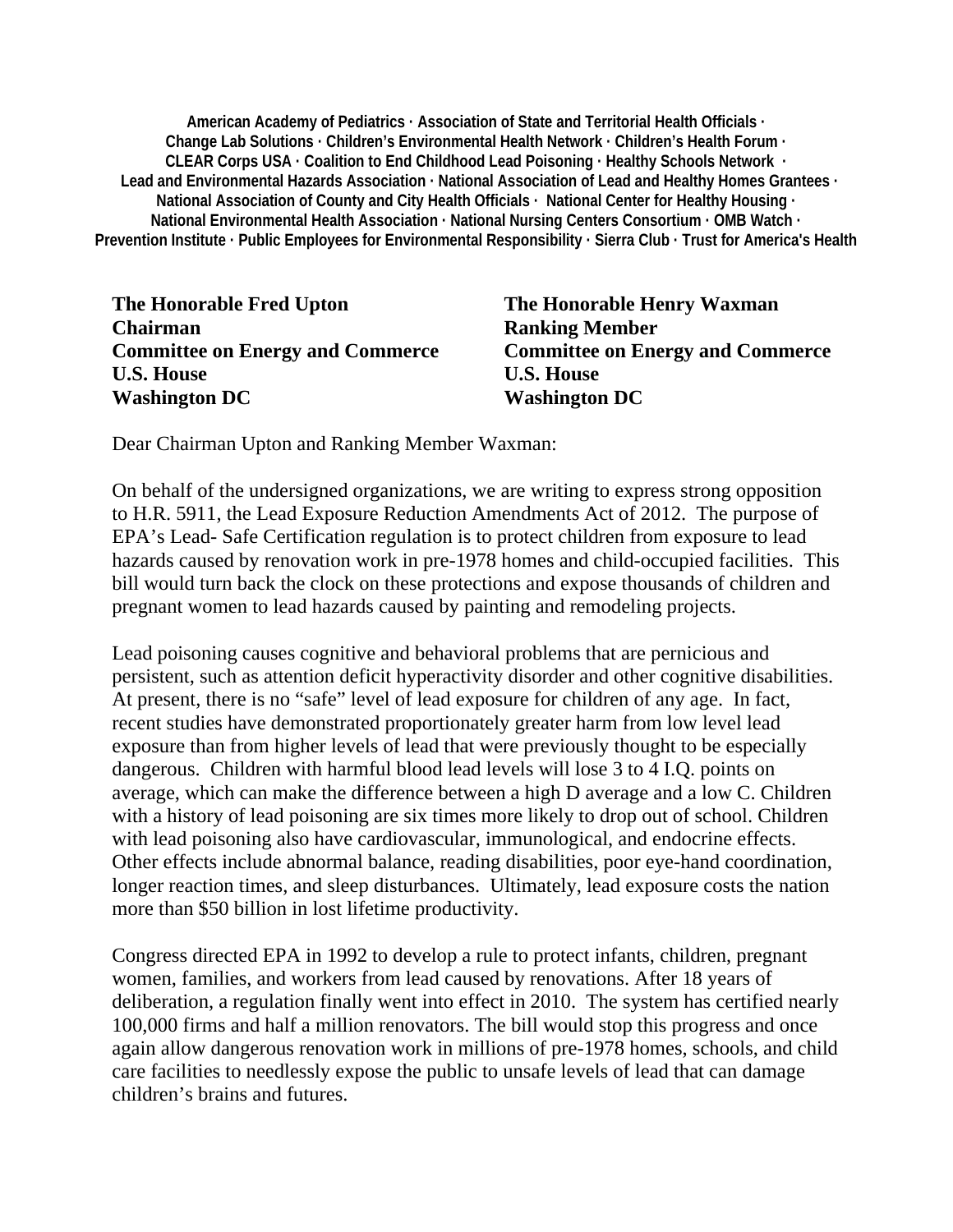**American Academy of Pediatrics · Association of State and Territorial Health Officials · Change Lab Solutions · Children's Environmental Health Network · Children's Health Forum · CLEAR Corps USA · Coalition to End Childhood Lead Poisoning · Healthy Schools Network · Lead and Environmental Hazards Association · National Association of Lead and Healthy Homes Grantees · National Association of County and City Health Officials · National Center for Healthy Housing · National Environmental Health Association · National Nursing Centers Consortium · OMB Watch · Prevention Institute · Public Employees for Environmental Responsibility · Sierra Club · Trust for America's Health**

**The Honorable Fred Upton**
**Chairman**
**Committee on Energy and Commerce**
**U.S. House**
**Washington DC**

**The Honorable Henry Waxman**
**Ranking Member**
**Committee on Energy and Commerce**
**U.S. House**
**Washington DC**

Dear Chairman Upton and Ranking Member Waxman:

On behalf of the undersigned organizations, we are writing to express strong opposition to H.R. 5911, the Lead Exposure Reduction Amendments Act of 2012. The purpose of EPA's Lead- Safe Certification regulation is to protect children from exposure to lead hazards caused by renovation work in pre-1978 homes and child-occupied facilities. This bill would turn back the clock on these protections and expose thousands of children and pregnant women to lead hazards caused by painting and remodeling projects.

Lead poisoning causes cognitive and behavioral problems that are pernicious and persistent, such as attention deficit hyperactivity disorder and other cognitive disabilities. At present, there is no "safe" level of lead exposure for children of any age. In fact, recent studies have demonstrated proportionately greater harm from low level lead exposure than from higher levels of lead that were previously thought to be especially dangerous. Children with harmful blood lead levels will lose 3 to 4 I.Q. points on average, which can make the difference between a high D average and a low C. Children with a history of lead poisoning are six times more likely to drop out of school. Children with lead poisoning also have cardiovascular, immunological, and endocrine effects. Other effects include abnormal balance, reading disabilities, poor eye-hand coordination, longer reaction times, and sleep disturbances. Ultimately, lead exposure costs the nation more than $50 billion in lost lifetime productivity.

Congress directed EPA in 1992 to develop a rule to protect infants, children, pregnant women, families, and workers from lead caused by renovations. After 18 years of deliberation, a regulation finally went into effect in 2010. The system has certified nearly 100,000 firms and half a million renovators. The bill would stop this progress and once again allow dangerous renovation work in millions of pre-1978 homes, schools, and child care facilities to needlessly expose the public to unsafe levels of lead that can damage children's brains and futures.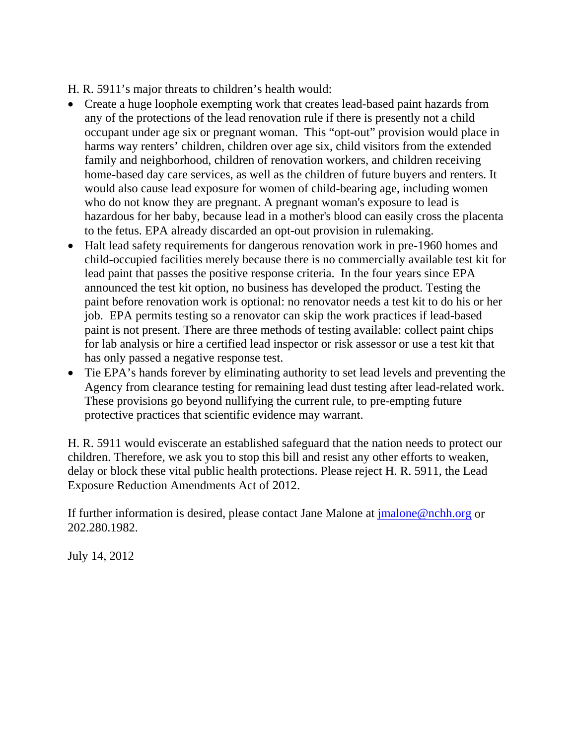H. R. 5911's major threats to children's health would:

- Create a huge loophole exempting work that creates lead-based paint hazards from any of the protections of the lead renovation rule if there is presently not a child occupant under age six or pregnant woman. This "opt-out" provision would place in harms way renters' children, children over age six, child visitors from the extended family and neighborhood, children of renovation workers, and children receiving home-based day care services, as well as the children of future buyers and renters. It would also cause lead exposure for women of child-bearing age, including women who do not know they are pregnant. A pregnant woman's exposure to lead is hazardous for her baby, because lead in a mother's blood can easily cross the placenta to the fetus. EPA already discarded an opt-out provision in rulemaking.
- Halt lead safety requirements for dangerous renovation work in pre-1960 homes and child-occupied facilities merely because there is no commercially available test kit for lead paint that passes the positive response criteria. In the four years since EPA announced the test kit option, no business has developed the product. Testing the paint before renovation work is optional: no renovator needs a test kit to do his or her job. EPA permits testing so a renovator can skip the work practices if lead-based paint is not present. There are three methods of testing available: collect paint chips for lab analysis or hire a certified lead inspector or risk assessor or use a test kit that has only passed a negative response test.
- Tie EPA's hands forever by eliminating authority to set lead levels and preventing the Agency from clearance testing for remaining lead dust testing after lead-related work. These provisions go beyond nullifying the current rule, to pre-empting future protective practices that scientific evidence may warrant.

H. R. 5911 would eviscerate an established safeguard that the nation needs to protect our children. Therefore, we ask you to stop this bill and resist any other efforts to weaken, delay or block these vital public health protections. Please reject H. R. 5911, the Lead Exposure Reduction Amendments Act of 2012.

If further information is desired, please contact Jane Malone at jmalone@nchh.org or 202.280.1982.

July 14, 2012